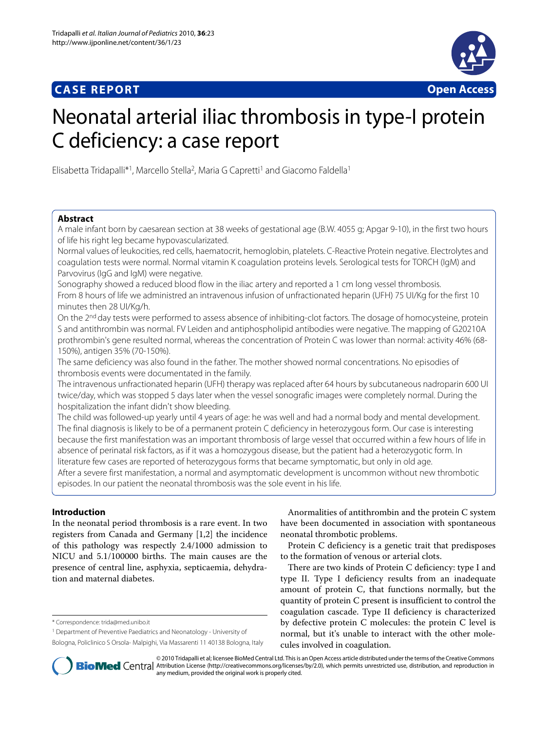**CASE REPORT** **Open Access**

# Neonatal arterial iliac thrombosis in type-I protein C deficiency: a case report

Elisabetta Tridapalli*[1], Marcello Stella[2], Maria G Capretti[1] and Giacomo Faldella[1]

## Abstract

A male infant born by caesarean section at 38 weeks of gestational age (B.W. 4055 g; Apgar 9-10), in the first two hours of life his right leg became hypovascularizated.

Normal values of leukocities, red cells, haematocrit, hemoglobin, platelets. C-Reactive Protein negative. Electrolytes and coagulation tests were normal. Normal vitamin K coagulation proteins levels. Serological tests for TORCH (IgM) and Parvovirus (IgG and IgM) were negative.

Sonography showed a reduced blood flow in the iliac artery and reported a 1 cm long vessel thrombosis.

From 8 hours of life we administred an intravenous infusion of unfractionated heparin (UFH) 75 UI/Kg for the first 10 minutes then 28 UI/Kg/h.

On the 2nd day tests were performed to assess absence of inhibiting-clot factors. The dosage of homocysteine, protein S and antithrombin was normal. FV Leiden and antiphospholipid antibodies were negative. The mapping of G20210A prothrombin's gene resulted normal, whereas the concentration of Protein C was lower than normal: activity 46% (68-150%), antigen 35% (70-150%).

The same deficiency was also found in the father. The mother showed normal concentrations. No episodes of thrombosis events were documentated in the family.

The intravenous unfractionated heparin (UFH) therapy was replaced after 64 hours by subcutaneous nadroparin 600 UI twice/day, which was stopped 5 days later when the vessel sonografic images were completely normal. During the hospitalization the infant didn't show bleeding.

The child was followed-up yearly until 4 years of age: he was well and had a normal body and mental development. The final diagnosis is likely to be of a permanent protein C deficiency in heterozygous form. Our case is interesting because the first manifestation was an important thrombosis of large vessel that occurred within a few hours of life in absence of perinatal risk factors, as if it was a homozygous disease, but the patient had a heterozygotic form. In literature few cases are reported of heterozygous forms that became symptomatic, but only in old age.

After a severe first manifestation, a normal and asymptomatic development is uncommon without new thrombotic episodes. In our patient the neonatal thrombosis was the sole event in his life.

## Introduction

In the neonatal period thrombosis is a rare event. In two registers from Canada and Germany [1,2] the incidence of this pathology was respectly 2.4/1000 admission to NICU and 5.1/100000 births. The main causes are the presence of central line, asphyxia, septicaemia, dehydration and maternal diabetes.

Anormalities of antithrombin and the protein C system have been documented in association with spontaneous neonatal thrombotic problems.

Protein C deficiency is a genetic trait that predisposes to the formation of venous or arterial clots.

There are two kinds of Protein C deficiency: type I and type II. Type I deficiency results from an inadequate amount of protein C, that functions normally, but the quantity of protein C present is insufficient to control the coagulation cascade. Type II deficiency is characterized by defective protein C molecules: the protein C level is normal, but it's unable to interact with the other molecules involved in coagulation.

\* Correspondence: trida@med.unibo.it

[1] Department of Preventive Paediatrics and Neonatology - University of Bologna, Policlinico S Orsola- Malpighi, Via Massarenti 11 40138 Bologna, Italy

© 2010 Tridapalli et al; licensee BioMed Central Ltd. This is an Open Access article distributed under the terms of the Creative Commons Attribution License (http://creativecommons.org/licenses/by/2.0), which permits unrestricted use, distribution, and reproduction in any medium, provided the original work is properly cited.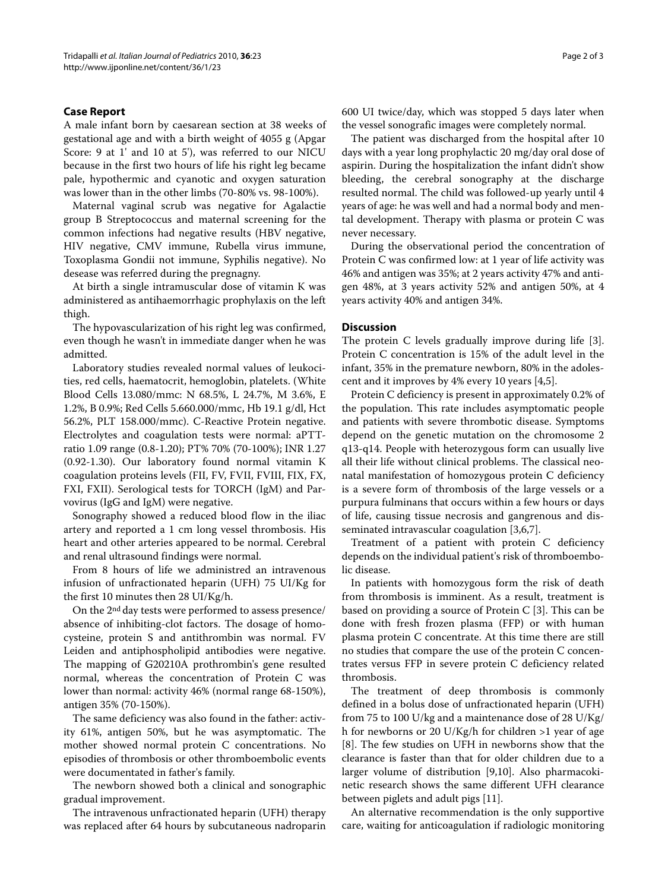## Case Report

A male infant born by caesarean section at 38 weeks of gestational age and with a birth weight of 4055 g (Apgar Score: 9 at 1' and 10 at 5'), was referred to our NICU because in the first two hours of life his right leg became pale, hypothermic and cyanotic and oxygen saturation was lower than in the other limbs (70-80% vs. 98-100%).

Maternal vaginal scrub was negative for Agalactie group B Streptococcus and maternal screening for the common infections had negative results (HBV negative, HIV negative, CMV immune, Rubella virus immune, Toxoplasma Gondii not immune, Syphilis negative). No desease was referred during the pregnagny.

At birth a single intramuscular dose of vitamin K was administered as antihaemorrhagic prophylaxis on the left thigh.

The hypovascularization of his right leg was confirmed, even though he wasn't in immediate danger when he was admitted.

Laboratory studies revealed normal values of leukocities, red cells, haematocrit, hemoglobin, platelets. (White Blood Cells 13.080/mmc: N 68.5%, L 24.7%, M 3.6%, E 1.2%, B 0.9%; Red Cells 5.660.000/mmc, Hb 19.1 g/dl, Hct 56.2%, PLT 158.000/mmc). C-Reactive Protein negative. Electrolytes and coagulation tests were normal: aPTT-ratio 1.09 range (0.8-1.20); PT% 70% (70-100%); INR 1.27 (0.92-1.30). Our laboratory found normal vitamin K coagulation proteins levels (FII, FV, FVII, FVIII, FIX, FX, FXI, FXII). Serological tests for TORCH (IgM) and Parvovirus (IgG and IgM) were negative.

Sonography showed a reduced blood flow in the iliac artery and reported a 1 cm long vessel thrombosis. His heart and other arteries appeared to be normal. Cerebral and renal ultrasound findings were normal.

From 8 hours of life we administred an intravenous infusion of unfractionated heparin (UFH) 75 UI/Kg for the first 10 minutes then 28 UI/Kg/h.

On the 2nd day tests were performed to assess presence/absence of inhibiting-clot factors. The dosage of homocysteine, protein S and antithrombin was normal. FV Leiden and antiphospholipid antibodies were negative. The mapping of G20210A prothrombin's gene resulted normal, whereas the concentration of Protein C was lower than normal: activity 46% (normal range 68-150%), antigen 35% (70-150%).

The same deficiency was also found in the father: activity 61%, antigen 50%, but he was asymptomatic. The mother showed normal protein C concentrations. No episodies of thrombosis or other thromboembolic events were documentated in father's family.

The newborn showed both a clinical and sonographic gradual improvement.

The intravenous unfractionated heparin (UFH) therapy was replaced after 64 hours by subcutaneous nadroparin 600 UI twice/day, which was stopped 5 days later when the vessel sonografic images were completely normal.

The patient was discharged from the hospital after 10 days with a year long prophylactic 20 mg/day oral dose of aspirin. During the hospitalization the infant didn't show bleeding, the cerebral sonography at the discharge resulted normal. The child was followed-up yearly until 4 years of age: he was well and had a normal body and mental development. Therapy with plasma or protein C was never necessary.

During the observational period the concentration of Protein C was confirmed low: at 1 year of life activity was 46% and antigen was 35%; at 2 years activity 47% and antigen 48%, at 3 years activity 52% and antigen 50%, at 4 years activity 40% and antigen 34%.

## Discussion

The protein C levels gradually improve during life [3]. Protein C concentration is 15% of the adult level in the infant, 35% in the premature newborn, 80% in the adolescent and it improves by 4% every 10 years [4,5].

Protein C deficiency is present in approximately 0.2% of the population. This rate includes asymptomatic people and patients with severe thrombotic disease. Symptoms depend on the genetic mutation on the chromosome 2 q13-q14. People with heterozygous form can usually live all their life without clinical problems. The classical neonatal manifestation of homozygous protein C deficiency is a severe form of thrombosis of the large vessels or a purpura fulminans that occurs within a few hours or days of life, causing tissue necrosis and gangrenous and disseminated intravascular coagulation [3,6,7].

Treatment of a patient with protein C deficiency depends on the individual patient's risk of thromboembolic disease.

In patients with homozygous form the risk of death from thrombosis is imminent. As a result, treatment is based on providing a source of Protein C [3]. This can be done with fresh frozen plasma (FFP) or with human plasma protein C concentrate. At this time there are still no studies that compare the use of the protein C concentrates versus FFP in severe protein C deficiency related thrombosis.

The treatment of deep thrombosis is commonly defined in a bolus dose of unfractionated heparin (UFH) from 75 to 100 U/kg and a maintenance dose of 28 U/Kg/h for newborns or 20 U/Kg/h for children >1 year of age [8]. The few studies on UFH in newborns show that the clearance is faster than that for older children due to a larger volume of distribution [9,10]. Also pharmacokinetic research shows the same different UFH clearance between piglets and adult pigs [11].

An alternative recommendation is the only supportive care, waiting for anticoagulation if radiologic monitoring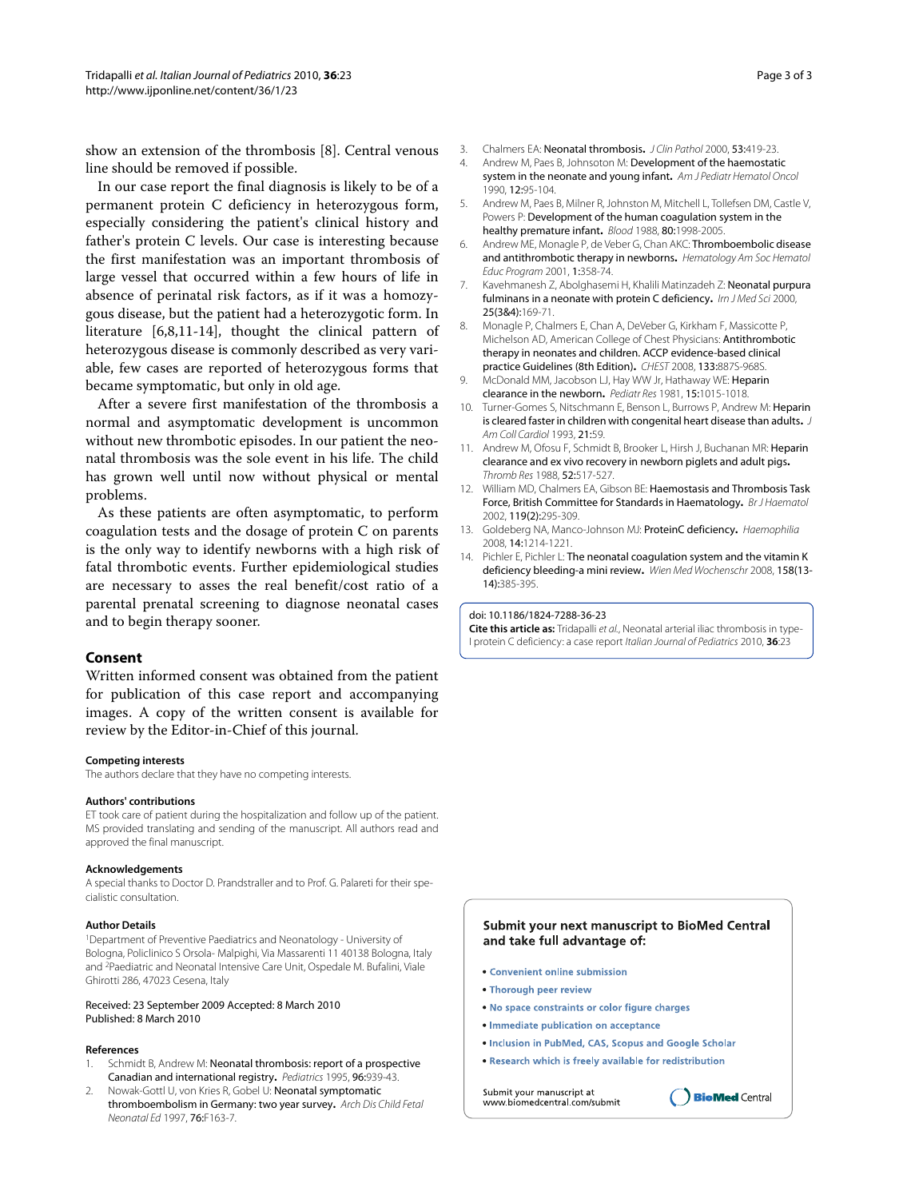show an extension of the thrombosis [8]. Central venous line should be removed if possible.

In our case report the final diagnosis is likely to be of a permanent protein C deficiency in heterozygous form, especially considering the patient's clinical history and father's protein C levels. Our case is interesting because the first manifestation was an important thrombosis of large vessel that occurred within a few hours of life in absence of perinatal risk factors, as if it was a homozygous disease, but the patient had a heterozygotic form. In literature [6,8,11-14], thought the clinical pattern of heterozygous disease is commonly described as very variable, few cases are reported of heterozygous forms that became symptomatic, but only in old age.

After a severe first manifestation of the thrombosis a normal and asymptomatic development is uncommon without new thrombotic episodes. In our patient the neonatal thrombosis was the sole event in his life. The child has grown well until now without physical or mental problems.

As these patients are often asymptomatic, to perform coagulation tests and the dosage of protein C on parents is the only way to identify newborns with a high risk of fatal thrombotic events. Further epidemiological studies are necessary to asses the real benefit/cost ratio of a parental prenatal screening to diagnose neonatal cases and to begin therapy sooner.

## Consent

Written informed consent was obtained from the patient for publication of this case report and accompanying images. A copy of the written consent is available for review by the Editor-in-Chief of this journal.

### Competing interests

The authors declare that they have no competing interests.

### Authors' contributions

ET took care of patient during the hospitalization and follow up of the patient. MS provided translating and sending of the manuscript. All authors read and approved the final manuscript.

### Acknowledgements

A special thanks to Doctor D. Prandstraller and to Prof. G. Palareti for their specialistic consultation.

### Author Details

[1]Department of Preventive Paediatrics and Neonatology - University of Bologna, Policlinico S Orsola- Malpighi, Via Massarenti 11 40138 Bologna, Italy and [2]Paediatric and Neonatal Intensive Care Unit, Ospedale M. Bufalini, Viale Ghirotti 286, 47023 Cesena, Italy

Received: 23 September 2009 Accepted: 8 March 2010
Published: 8 March 2010

### References

1. Schmidt B, Andrew M: **Neonatal thrombosis: report of a prospective Canadian and international registry.** *Pediatrics* 1995, **96**:939-43.
2. Nowak-Gottl U, von Kries R, Gobel U: **Neonatal symptomatic thromboembolism in Germany: two year survey.** *Arch Dis Child Fetal Neonatal Ed* 1997, **76**:F163-7.
3. Chalmers EA: **Neonatal thrombosis.** *J Clin Pathol* 2000, **53**:419-23.
4. Andrew M, Paes B, Johnsoton M: **Development of the haemostatic system in the neonate and young infant.** *Am J Pediatr Hematol Oncol* 1990, **12**:95-104.
5. Andrew M, Paes B, Milner R, Johnston M, Mitchell L, Tollefsen DM, Castle V, Powers P: **Development of the human coagulation system in the healthy premature infant.** *Blood* 1988, **80**:1998-2005.
6. Andrew ME, Monagle P, de Veber G, Chan AKC: **Thromboembolic disease and antithrombotic therapy in newborns.** *Hematology Am Soc Hematol Educ Program* 2001, **1**:358-74.
7. Kavehmanesh Z, Abolghasemi H, Khalili Matinzadeh Z: **Neonatal purpura fulminans in a neonate with protein C deficiency.** *Irn J Med Sci* 2000, **25(3&4)**:169-71.
8. Monagle P, Chalmers E, Chan A, DeVeber G, Kirkham F, Massicotte P, Michelson AD, American College of Chest Physicians: **Antithrombotic therapy in neonates and children. ACCP evidence-based clinical practice Guidelines (8th Edition).** *CHEST* 2008, **133**:887S-968S.
9. McDonald MM, Jacobson LJ, Hay WW Jr, Hathaway WE: **Heparin clearance in the newborn.** *Pediatr Res* 1981, **15**:1015-1018.
10. Turner-Gomes S, Nitschmann E, Benson L, Burrows P, Andrew M: **Heparin is cleared faster in children with congenital heart disease than adults.** *J Am Coll Cardiol* 1993, **21**:59.
11. Andrew M, Ofosu F, Schmidt B, Brooker L, Hirsh J, Buchanan MR: **Heparin clearance and ex vivo recovery in newborn piglets and adult pigs.** *Thromb Res* 1988, **52**:517-527.
12. William MD, Chalmers EA, Gibson BE: **Haemostasis and Thrombosis Task Force, British Committee for Standards in Haematology.** *Br J Haematol* 2002, **119(2)**:295-309.
13. Goldeberg NA, Manco-Johnson MJ: **ProteinC deficiency.** *Haemophilia* 2008, **14**:1214-1221.
14. Pichler E, Pichler L: **The neonatal coagulation system and the vitamin K deficiency bleeding-a mini review.** *Wien Med Wochenschr* 2008, **158(13-14)**:385-395.

doi: 10.1186/1824-7288-36-23
**Cite this article as:** Tridapalli *et al.*, Neonatal arterial iliac thrombosis in type-I protein C deficiency: a case report *Italian Journal of Pediatrics* 2010, **36**:23